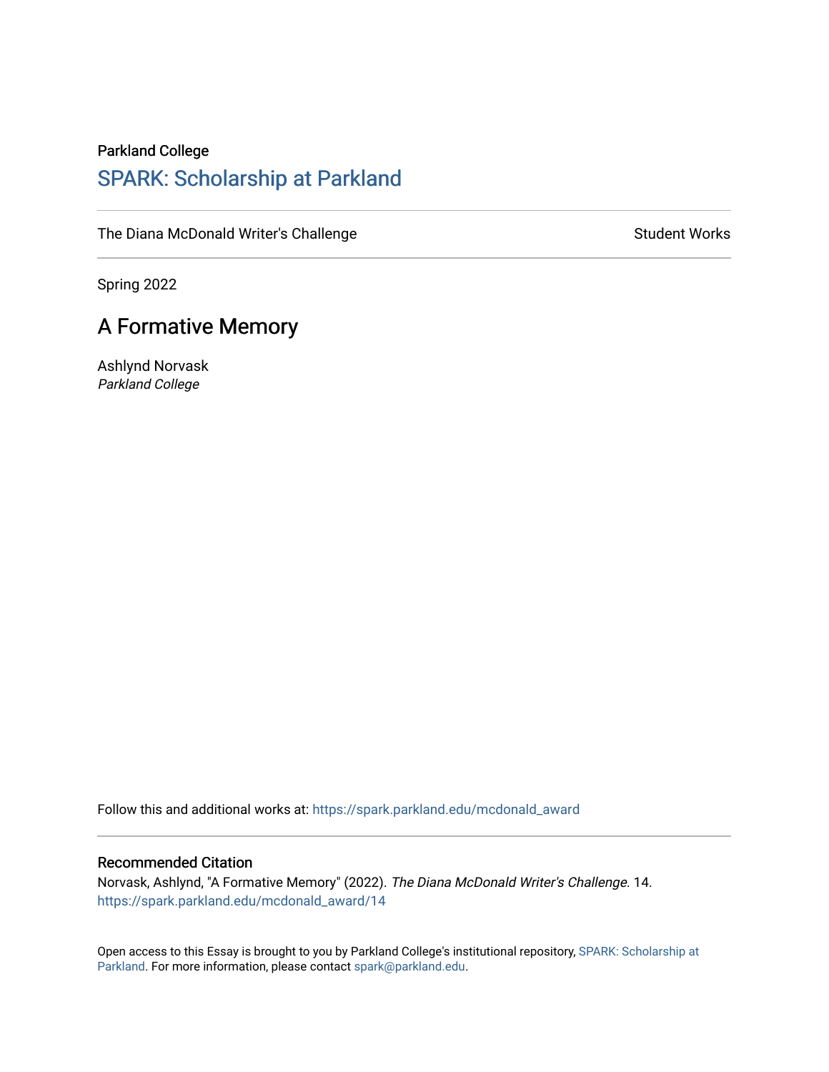Parkland College

## SPARK: Scholarship at Parkland

The Diana McDonald Writer's Challenge | Student Works

Spring 2022

# A Formative Memory

Ashlynd Norvask
*Parkland College*

Follow this and additional works at: https://spark.parkland.edu/mcdonald_award

### Recommended Citation

Norvask, Ashlynd, "A Formative Memory" (2022). *The Diana McDonald Writer's Challenge*. 14.
https://spark.parkland.edu/mcdonald_award/14

Open access to this Essay is brought to you by Parkland College's institutional repository, SPARK: Scholarship at Parkland. For more information, please contact spark@parkland.edu.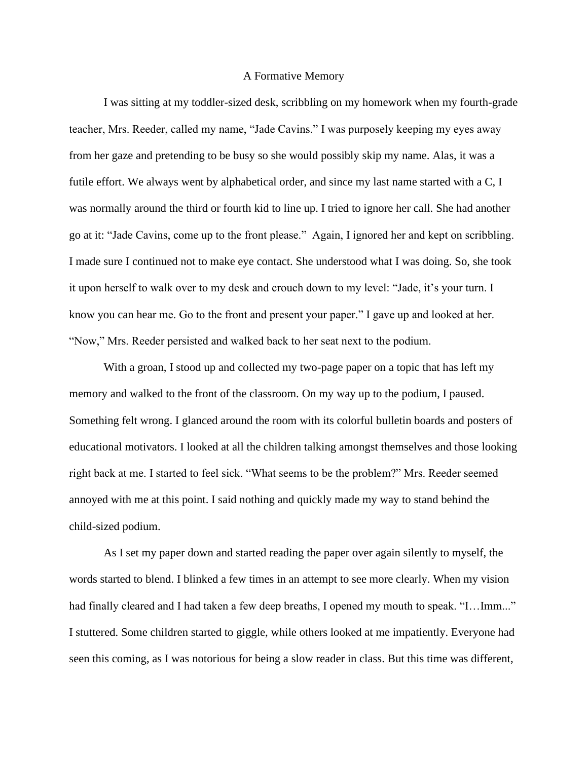A Formative Memory

I was sitting at my toddler-sized desk, scribbling on my homework when my fourth-grade teacher, Mrs. Reeder, called my name, “Jade Cavins.” I was purposely keeping my eyes away from her gaze and pretending to be busy so she would possibly skip my name. Alas, it was a futile effort. We always went by alphabetical order, and since my last name started with a C, I was normally around the third or fourth kid to line up. I tried to ignore her call. She had another go at it: “Jade Cavins, come up to the front please.” Again, I ignored her and kept on scribbling. I made sure I continued not to make eye contact. She understood what I was doing. So, she took it upon herself to walk over to my desk and crouch down to my level: “Jade, it’s your turn. I know you can hear me. Go to the front and present your paper.” I gave up and looked at her. “Now,” Mrs. Reeder persisted and walked back to her seat next to the podium.

With a groan, I stood up and collected my two-page paper on a topic that has left my memory and walked to the front of the classroom. On my way up to the podium, I paused. Something felt wrong. I glanced around the room with its colorful bulletin boards and posters of educational motivators. I looked at all the children talking amongst themselves and those looking right back at me. I started to feel sick. “What seems to be the problem?” Mrs. Reeder seemed annoyed with me at this point. I said nothing and quickly made my way to stand behind the child-sized podium.

As I set my paper down and started reading the paper over again silently to myself, the words started to blend. I blinked a few times in an attempt to see more clearly. When my vision had finally cleared and I had taken a few deep breaths, I opened my mouth to speak. “I…Imm...” I stuttered. Some children started to giggle, while others looked at me impatiently. Everyone had seen this coming, as I was notorious for being a slow reader in class. But this time was different,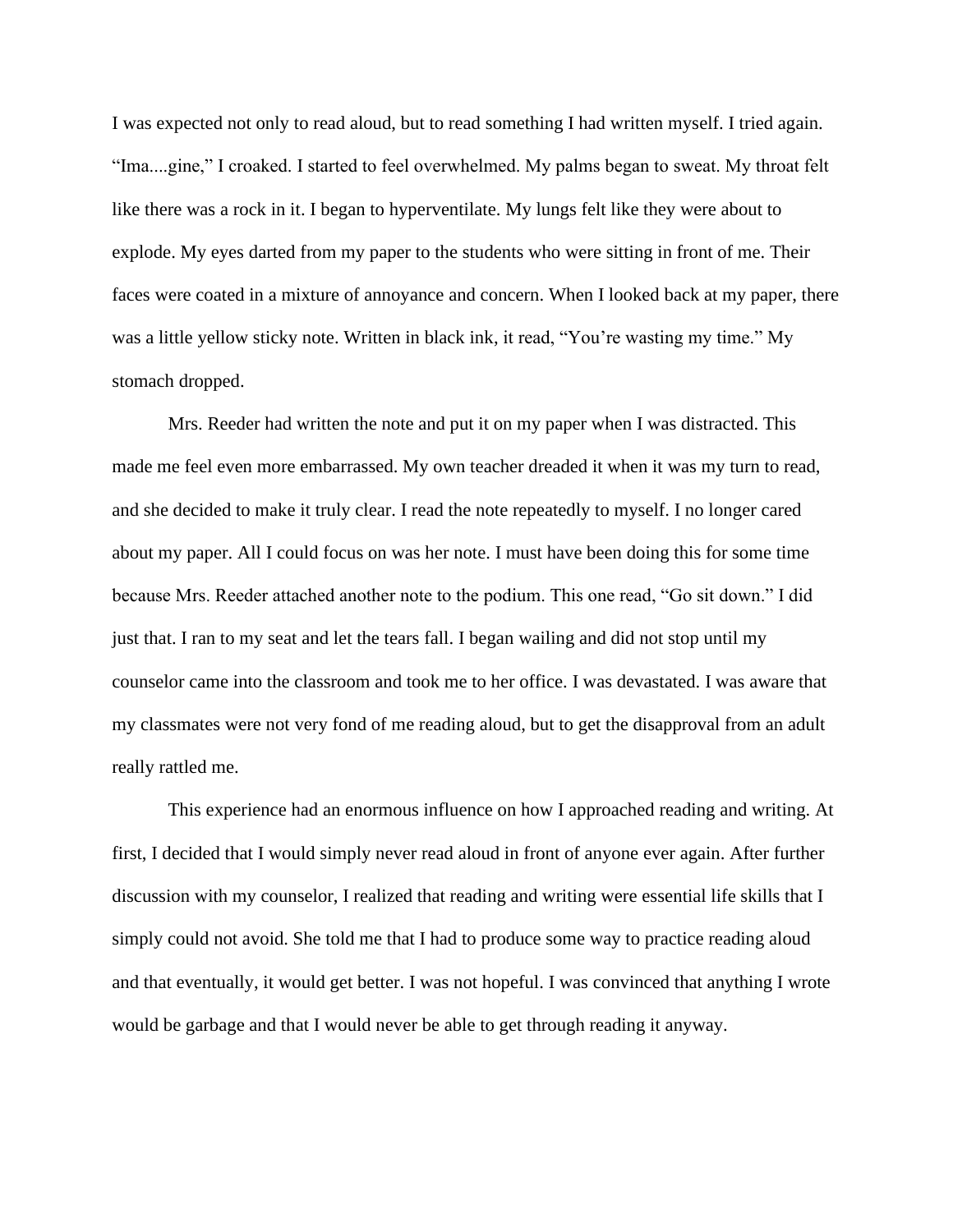I was expected not only to read aloud, but to read something I had written myself. I tried again. "Ima....gine," I croaked. I started to feel overwhelmed. My palms began to sweat. My throat felt like there was a rock in it. I began to hyperventilate. My lungs felt like they were about to explode. My eyes darted from my paper to the students who were sitting in front of me. Their faces were coated in a mixture of annoyance and concern. When I looked back at my paper, there was a little yellow sticky note. Written in black ink, it read, "You're wasting my time." My stomach dropped.

Mrs. Reeder had written the note and put it on my paper when I was distracted. This made me feel even more embarrassed. My own teacher dreaded it when it was my turn to read, and she decided to make it truly clear. I read the note repeatedly to myself. I no longer cared about my paper. All I could focus on was her note. I must have been doing this for some time because Mrs. Reeder attached another note to the podium. This one read, "Go sit down." I did just that. I ran to my seat and let the tears fall. I began wailing and did not stop until my counselor came into the classroom and took me to her office. I was devastated. I was aware that my classmates were not very fond of me reading aloud, but to get the disapproval from an adult really rattled me.

This experience had an enormous influence on how I approached reading and writing. At first, I decided that I would simply never read aloud in front of anyone ever again. After further discussion with my counselor, I realized that reading and writing were essential life skills that I simply could not avoid. She told me that I had to produce some way to practice reading aloud and that eventually, it would get better. I was not hopeful. I was convinced that anything I wrote would be garbage and that I would never be able to get through reading it anyway.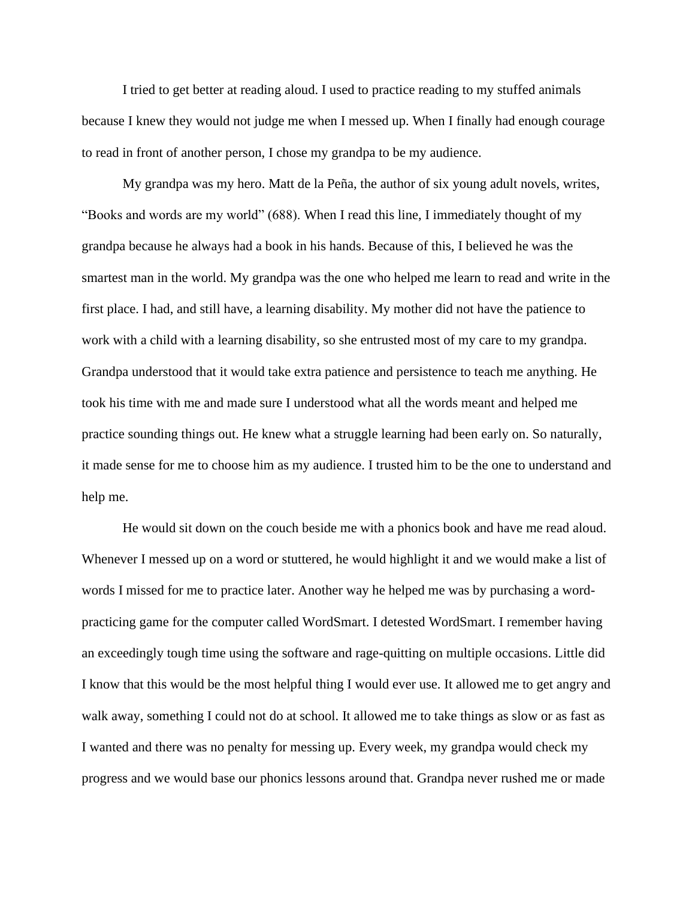I tried to get better at reading aloud. I used to practice reading to my stuffed animals because I knew they would not judge me when I messed up. When I finally had enough courage to read in front of another person, I chose my grandpa to be my audience.

My grandpa was my hero. Matt de la Peña, the author of six young adult novels, writes, "Books and words are my world" (688). When I read this line, I immediately thought of my grandpa because he always had a book in his hands. Because of this, I believed he was the smartest man in the world. My grandpa was the one who helped me learn to read and write in the first place. I had, and still have, a learning disability. My mother did not have the patience to work with a child with a learning disability, so she entrusted most of my care to my grandpa. Grandpa understood that it would take extra patience and persistence to teach me anything. He took his time with me and made sure I understood what all the words meant and helped me practice sounding things out. He knew what a struggle learning had been early on. So naturally, it made sense for me to choose him as my audience. I trusted him to be the one to understand and help me.

He would sit down on the couch beside me with a phonics book and have me read aloud. Whenever I messed up on a word or stuttered, he would highlight it and we would make a list of words I missed for me to practice later. Another way he helped me was by purchasing a word-practicing game for the computer called WordSmart. I detested WordSmart. I remember having an exceedingly tough time using the software and rage-quitting on multiple occasions. Little did I know that this would be the most helpful thing I would ever use. It allowed me to get angry and walk away, something I could not do at school. It allowed me to take things as slow or as fast as I wanted and there was no penalty for messing up. Every week, my grandpa would check my progress and we would base our phonics lessons around that. Grandpa never rushed me or made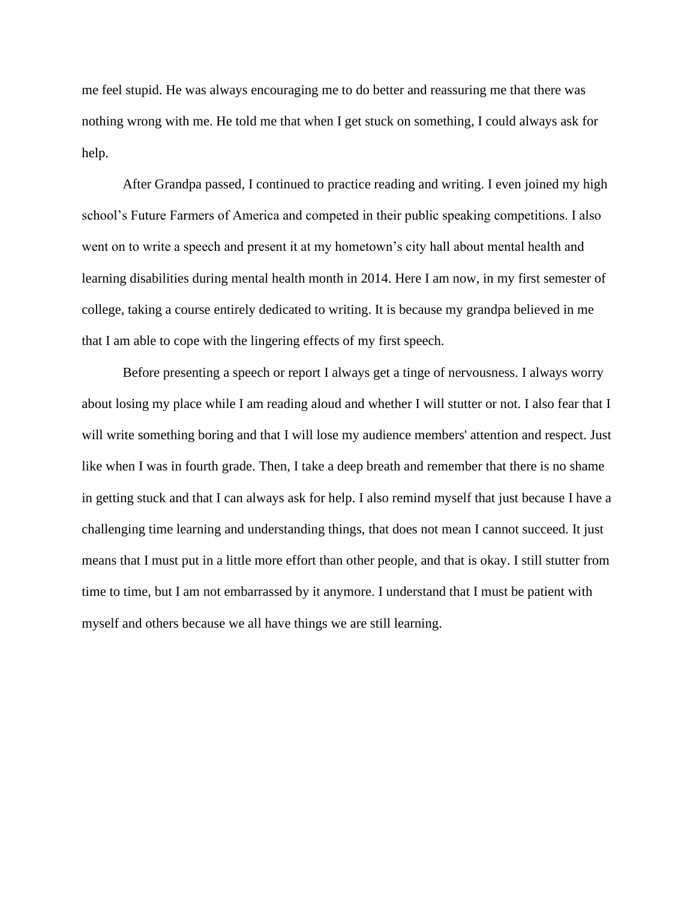me feel stupid. He was always encouraging me to do better and reassuring me that there was nothing wrong with me. He told me that when I get stuck on something, I could always ask for help.

After Grandpa passed, I continued to practice reading and writing. I even joined my high school's Future Farmers of America and competed in their public speaking competitions. I also went on to write a speech and present it at my hometown's city hall about mental health and learning disabilities during mental health month in 2014. Here I am now, in my first semester of college, taking a course entirely dedicated to writing. It is because my grandpa believed in me that I am able to cope with the lingering effects of my first speech.

Before presenting a speech or report I always get a tinge of nervousness. I always worry about losing my place while I am reading aloud and whether I will stutter or not. I also fear that I will write something boring and that I will lose my audience members' attention and respect. Just like when I was in fourth grade. Then, I take a deep breath and remember that there is no shame in getting stuck and that I can always ask for help. I also remind myself that just because I have a challenging time learning and understanding things, that does not mean I cannot succeed. It just means that I must put in a little more effort than other people, and that is okay. I still stutter from time to time, but I am not embarrassed by it anymore. I understand that I must be patient with myself and others because we all have things we are still learning.